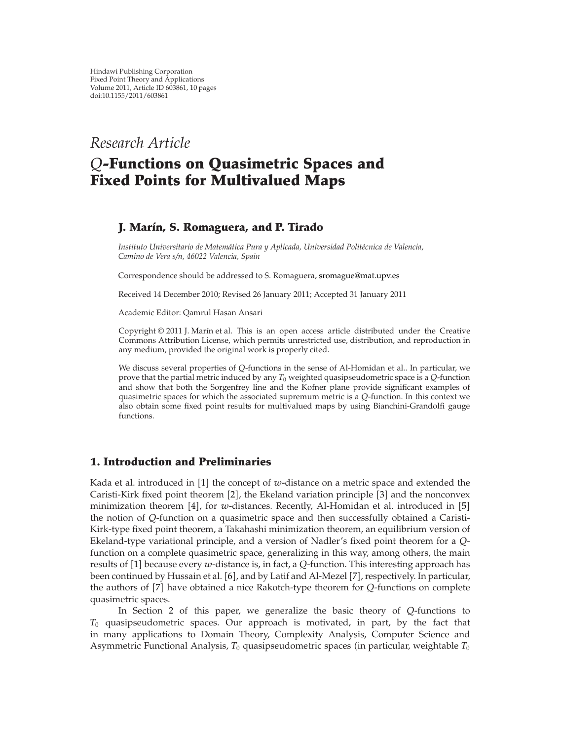Hindawi Publishing Corporation
Fixed Point Theory and Applications
Volume 2011, Article ID 603861, 10 pages
doi:10.1155/2011/603861

*Research Article*

# *Q*-Functions on Quasimetric Spaces and Fixed Points for Multivalued Maps

**J. Marín, S. Romaguera, and P. Tirado**

*Instituto Universitario de Matemática Pura y Aplicada, Universidad Politécnica de Valencia, Camino de Vera s/n, 46022 Valencia, Spain*

Correspondence should be addressed to S. Romaguera, sromague@mat.upv.es

Received 14 December 2010; Revised 26 January 2011; Accepted 31 January 2011

Academic Editor: Qamrul Hasan Ansari

Copyright © 2011 J. Marín et al. This is an open access article distributed under the Creative Commons Attribution License, which permits unrestricted use, distribution, and reproduction in any medium, provided the original work is properly cited.

We discuss several properties of $Q$-functions in the sense of Al-Homidan et al.. In particular, we prove that the partial metric induced by any $T_0$ weighted quasipseudometric space is a $Q$-function and show that both the Sorgenfrey line and the Kofner plane provide significant examples of quasimetric spaces for which the associated supremum metric is a $Q$-function. In this context we also obtain some fixed point results for multivalued maps by using Bianchini-Grandolfi gauge functions.

## 1. Introduction and Preliminaries

Kada et al. introduced in [1] the concept of $w$-distance on a metric space and extended the Caristi-Kirk fixed point theorem [2], the Ekeland variation principle [3] and the nonconvex minimization theorem [4], for $w$-distances. Recently, Al-Homidan et al. introduced in [5] the notion of $Q$-function on a quasimetric space and then successfully obtained a Caristi-Kirk-type fixed point theorem, a Takahashi minimization theorem, an equilibrium version of Ekeland-type variational principle, and a version of Nadler's fixed point theorem for a $Q$-function on a complete quasimetric space, generalizing in this way, among others, the main results of [1] because every $w$-distance is, in fact, a $Q$-function. This interesting approach has been continued by Hussain et al. [6], and by Latif and Al-Mezel [7], respectively. In particular, the authors of [7] have obtained a nice Rakotch-type theorem for $Q$-functions on complete quasimetric spaces.

In Section 2 of this paper, we generalize the basic theory of $Q$-functions to $T_0$ quasipseudometric spaces. Our approach is motivated, in part, by the fact that in many applications to Domain Theory, Complexity Analysis, Computer Science and Asymmetric Functional Analysis, $T_0$ quasipseudometric spaces (in particular, weightable $T_0$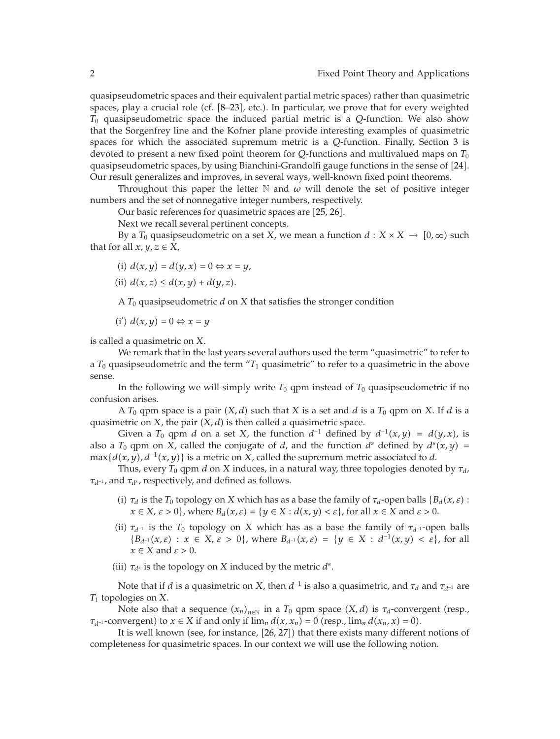quasipseudometric spaces and their equivalent partial metric spaces) rather than quasimetric spaces, play a crucial role (cf. [8–23], etc.). In particular, we prove that for every weighted $T_0$ quasipseudometric space the induced partial metric is a $Q$-function. We also show that the Sorgenfrey line and the Kofner plane provide interesting examples of quasimetric spaces for which the associated supremum metric is a $Q$-function. Finally, Section 3 is devoted to present a new fixed point theorem for $Q$-functions and multivalued maps on $T_0$ quasipseudometric spaces, by using Bianchini-Grandolfi gauge functions in the sense of [24]. Our result generalizes and improves, in several ways, well-known fixed point theorems.

Throughout this paper the letter $\mathbb{N}$ and $\omega$ will denote the set of positive integer numbers and the set of nonnegative integer numbers, respectively.

Our basic references for quasimetric spaces are [25, 26].

Next we recall several pertinent concepts.

By a $T_0$ quasipseudometric on a set $X$, we mean a function $d : X \times X \to [0, \infty)$ such that for all $x, y, z \in X$,

(i) $d(x, y) = d(y, x) = 0 \Leftrightarrow x = y$,

(ii) $d(x, z) \leq d(x, y) + d(y, z)$.

A $T_0$ quasipseudometric $d$ on $X$ that satisfies the stronger condition

(i′) $d(x, y) = 0 \Leftrightarrow x = y$

is called a quasimetric on $X$.

We remark that in the last years several authors used the term "quasimetric" to refer to a $T_0$ quasipseudometric and the term "$T_1$ quasimetric" to refer to a quasimetric in the above sense.

In the following we will simply write $T_0$ qpm instead of $T_0$ quasipseudometric if no confusion arises.

A $T_0$ qpm space is a pair $(X, d)$ such that $X$ is a set and $d$ is a $T_0$ qpm on $X$. If $d$ is a quasimetric on $X$, the pair $(X, d)$ is then called a quasimetric space.

Given a $T_0$ qpm $d$ on a set $X$, the function $d^{-1}$ defined by $d^{-1}(x, y) = d(y, x)$, is also a $T_0$ qpm on $X$, called the conjugate of $d$, and the function $d^s$ defined by $d^s(x, y) = \max\{d(x, y), d^{-1}(x, y)\}$ is a metric on $X$, called the supremum metric associated to $d$.

Thus, every $T_0$ qpm $d$ on $X$ induces, in a natural way, three topologies denoted by $\tau_d$, $\tau_{d^{-1}}$, and $\tau_{d^s}$, respectively, and defined as follows.

(i) $\tau_d$ is the $T_0$ topology on $X$ which has as a base the family of $\tau_d$-open balls $\{B_d(x, \varepsilon) : x \in X, \varepsilon > 0\}$, where $B_d(x, \varepsilon) = \{y \in X : d(x, y) < \varepsilon\}$, for all $x \in X$ and $\varepsilon > 0$.

(ii) $\tau_{d^{-1}}$ is the $T_0$ topology on $X$ which has as a base the family of $\tau_{d^{-1}}$-open balls $\{B_{d^{-1}}(x, \varepsilon) : x \in X, \varepsilon > 0\}$, where $B_{d^{-1}}(x, \varepsilon) = \{y \in X : d^{-1}(x, y) < \varepsilon\}$, for all $x \in X$ and $\varepsilon > 0$.

(iii) $\tau_{d^s}$ is the topology on $X$ induced by the metric $d^s$.

Note that if $d$ is a quasimetric on $X$, then $d^{-1}$ is also a quasimetric, and $\tau_d$ and $\tau_{d^{-1}}$ are $T_1$ topologies on $X$.

Note also that a sequence $(x_n)_{n \in \mathbb{N}}$ in a $T_0$ qpm space $(X, d)$ is $\tau_d$-convergent (resp., $\tau_{d^{-1}}$-convergent) to $x \in X$ if and only if $\lim_n d(x, x_n) = 0$ (resp., $\lim_n d(x_n, x) = 0$).

It is well known (see, for instance, [26, 27]) that there exists many different notions of completeness for quasimetric spaces. In our context we will use the following notion.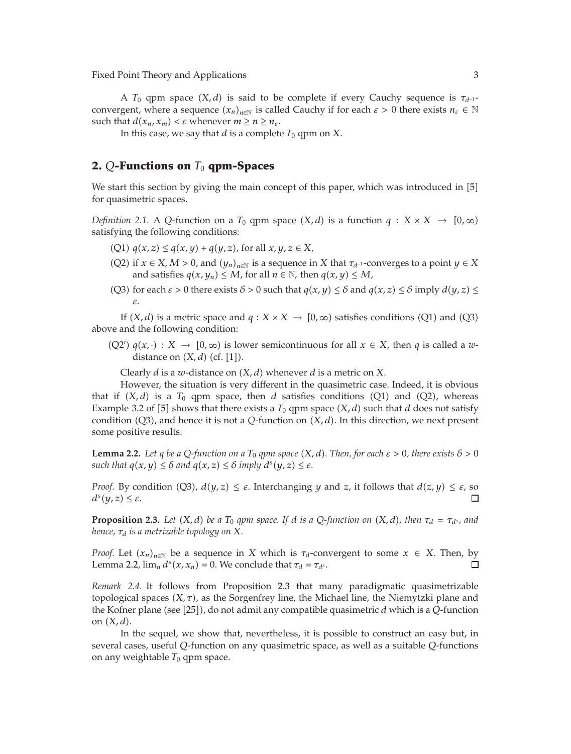A $T_0$ qpm space $(X, d)$ is said to be complete if every Cauchy sequence is $\tau_{d^{-1}}$-convergent, where a sequence $(x_n)_{n\in\mathbb{N}}$ is called Cauchy if for each $\varepsilon > 0$ there exists $n_\varepsilon \in \mathbb{N}$ such that $d(x_n, x_m) < \varepsilon$ whenever $m \geq n \geq n_\varepsilon$.

In this case, we say that $d$ is a complete $T_0$ qpm on $X$.

## 2. $Q$-Functions on $T_0$ qpm-Spaces

We start this section by giving the main concept of this paper, which was introduced in [5] for quasimetric spaces.

*Definition 2.1.* A $Q$-function on a $T_0$ qpm space $(X, d)$ is a function $q : X \times X \to [0, \infty)$ satisfying the following conditions:

(Q1) $q(x, z) \leq q(x, y) + q(y, z)$, for all $x, y, z \in X$,

(Q2) if $x \in X$, $M > 0$, and $(y_n)_{n\in\mathbb{N}}$ is a sequence in $X$ that $\tau_{d^{-1}}$-converges to a point $y \in X$ and satisfies $q(x, y_n) \leq M$, for all $n \in \mathbb{N}$, then $q(x, y) \leq M$,

(Q3) for each $\varepsilon > 0$ there exists $\delta > 0$ such that $q(x, y) \leq \delta$ and $q(x, z) \leq \delta$ imply $d(y, z) \leq \varepsilon$.

If $(X, d)$ is a metric space and $q : X \times X \to [0, \infty)$ satisfies conditions (Q1) and (Q3) above and the following condition:

(Q2′) $q(x, \cdot) : X \to [0, \infty)$ is lower semicontinuous for all $x \in X$, then $q$ is called a $w$-distance on $(X, d)$ (cf. [1]).

Clearly $d$ is a $w$-distance on $(X, d)$ whenever $d$ is a metric on $X$.

However, the situation is very different in the quasimetric case. Indeed, it is obvious that if $(X, d)$ is a $T_0$ qpm space, then $d$ satisfies conditions (Q1) and (Q2), whereas Example 3.2 of [5] shows that there exists a $T_0$ qpm space $(X, d)$ such that $d$ does not satisfy condition (Q3), and hence it is not a $Q$-function on $(X, d)$. In this direction, we next present some positive results.

**Lemma 2.2.** *Let $q$ be a $Q$-function on a $T_0$ qpm space $(X, d)$. Then, for each $\varepsilon > 0$, there exists $\delta > 0$ such that $q(x, y) \leq \delta$ and $q(x, z) \leq \delta$ imply $d^s(y, z) \leq \varepsilon$.*

*Proof.* By condition (Q3), $d(y, z) \leq \varepsilon$. Interchanging $y$ and $z$, it follows that $d(z, y) \leq \varepsilon$, so $d^s(y, z) \leq \varepsilon$. □

**Proposition 2.3.** *Let $(X, d)$ be a $T_0$ qpm space. If $d$ is a $Q$-function on $(X, d)$, then $\tau_d = \tau_{d^s}$, and hence, $\tau_d$ is a metrizable topology on $X$.*

*Proof.* Let $(x_n)_{n\in\mathbb{N}}$ be a sequence in $X$ which is $\tau_d$-convergent to some $x \in X$. Then, by Lemma 2.2, $\lim_n d^s(x, x_n) = 0$. We conclude that $\tau_d = \tau_{d^s}$. □

*Remark 2.4.* It follows from Proposition 2.3 that many paradigmatic quasimetrizable topological spaces $(X, \tau)$, as the Sorgenfrey line, the Michael line, the Niemytzki plane and the Kofner plane (see [25]), do not admit any compatible quasimetric $d$ which is a $Q$-function on $(X, d)$.

In the sequel, we show that, nevertheless, it is possible to construct an easy but, in several cases, useful $Q$-function on any quasimetric space, as well as a suitable $Q$-functions on any weightable $T_0$ qpm space.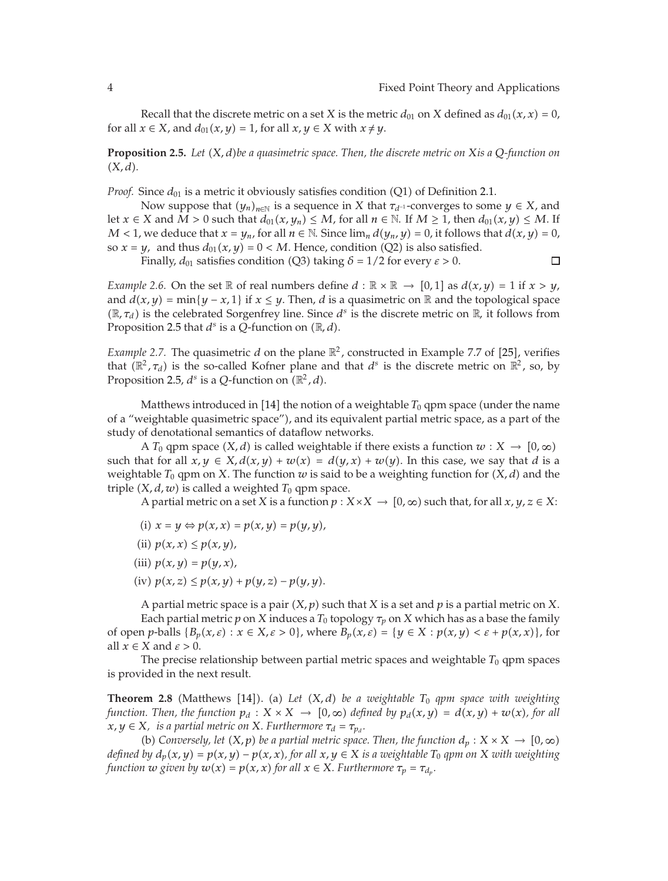Recall that the discrete metric on a set $X$ is the metric $d_{01}$ on $X$ defined as $d_{01}(x,x) = 0$, for all $x \in X$, and $d_{01}(x,y) = 1$, for all $x, y \in X$ with $x \neq y$.

**Proposition 2.5.** *Let $(X,d)$ be a quasimetric space. Then, the discrete metric on $X$ is a $Q$-function on $(X,d)$.*

*Proof.* Since $d_{01}$ is a metric it obviously satisfies condition (Q1) of Definition 2.1.

Now suppose that $(y_n)_{n\in\mathbb{N}}$ is a sequence in $X$ that $\tau_{d^{-1}}$-converges to some $y \in X$, and let $x \in X$ and $M > 0$ such that $d_{01}(x, y_n) \leq M$, for all $n \in \mathbb{N}$. If $M \geq 1$, then $d_{01}(x,y) \leq M$. If $M < 1$, we deduce that $x = y_n$, for all $n \in \mathbb{N}$. Since $\lim_n d(y_n, y) = 0$, it follows that $d(x,y) = 0$, so $x = y$, and thus $d_{01}(x,y) = 0 < M$. Hence, condition (Q2) is also satisfied.

Finally, $d_{01}$ satisfies condition (Q3) taking $\delta = 1/2$ for every $\varepsilon > 0$. $\square$

*Example 2.6.* On the set $\mathbb{R}$ of real numbers define $d : \mathbb{R} \times \mathbb{R} \to [0,1]$ as $d(x,y) = 1$ if $x > y$, and $d(x,y) = \min\{y - x, 1\}$ if $x \leq y$. Then, $d$ is a quasimetric on $\mathbb{R}$ and the topological space $(\mathbb{R}, \tau_d)$ is the celebrated Sorgenfrey line. Since $d^s$ is the discrete metric on $\mathbb{R}$, it follows from Proposition 2.5 that $d^s$ is a $Q$-function on $(\mathbb{R}, d)$.

*Example 2.7.* The quasimetric $d$ on the plane $\mathbb{R}^2$, constructed in Example 7.7 of [25], verifies that $(\mathbb{R}^2, \tau_d)$ is the so-called Kofner plane and that $d^s$ is the discrete metric on $\mathbb{R}^2$, so, by Proposition 2.5, $d^s$ is a $Q$-function on $(\mathbb{R}^2, d)$.

Matthews introduced in [14] the notion of a weightable $T_0$ qpm space (under the name of a "weightable quasimetric space"), and its equivalent partial metric space, as a part of the study of denotational semantics of dataflow networks.

A $T_0$ qpm space $(X,d)$ is called weightable if there exists a function $w : X \to [0,\infty)$ such that for all $x, y \in X$, $d(x,y) + w(x) = d(y,x) + w(y)$. In this case, we say that $d$ is a weightable $T_0$ qpm on $X$. The function $w$ is said to be a weighting function for $(X,d)$ and the triple $(X,d,w)$ is called a weighted $T_0$ qpm space.

A partial metric on a set $X$ is a function $p : X \times X \to [0,\infty)$ such that, for all $x, y, z \in X$:

(i) $x = y \Leftrightarrow p(x,x) = p(x,y) = p(y,y)$,

(ii) $p(x,x) \leq p(x,y)$,

(iii) $p(x,y) = p(y,x)$,

(iv) $p(x,z) \leq p(x,y) + p(y,z) - p(y,y)$.

A partial metric space is a pair $(X,p)$ such that $X$ is a set and $p$ is a partial metric on $X$.

Each partial metric $p$ on $X$ induces a $T_0$ topology $\tau_p$ on $X$ which has as a base the family of open $p$-balls $\{B_p(x,\varepsilon) : x \in X, \varepsilon > 0\}$, where $B_p(x,\varepsilon) = \{y \in X : p(x,y) < \varepsilon + p(x,x)\}$, for all $x \in X$ and $\varepsilon > 0$.

The precise relationship between partial metric spaces and weightable $T_0$ qpm spaces is provided in the next result.

**Theorem 2.8** (Matthews [14]). (a) *Let $(X,d)$ be a weightable $T_0$ qpm space with weighting function. Then, the function $p_d : X \times X \to [0,\infty)$ defined by $p_d(x,y) = d(x,y) + w(x)$, for all $x, y \in X$, is a partial metric on $X$. Furthermore $\tau_d = \tau_{p_d}$.*

(b) *Conversely, let $(X,p)$ be a partial metric space. Then, the function $d_p : X \times X \to [0,\infty)$ defined by $d_p(x,y) = p(x,y) - p(x,x)$, for all $x, y \in X$ is a weightable $T_0$ qpm on $X$ with weighting function $w$ given by $w(x) = p(x,x)$ for all $x \in X$. Furthermore $\tau_p = \tau_{d_p}$.*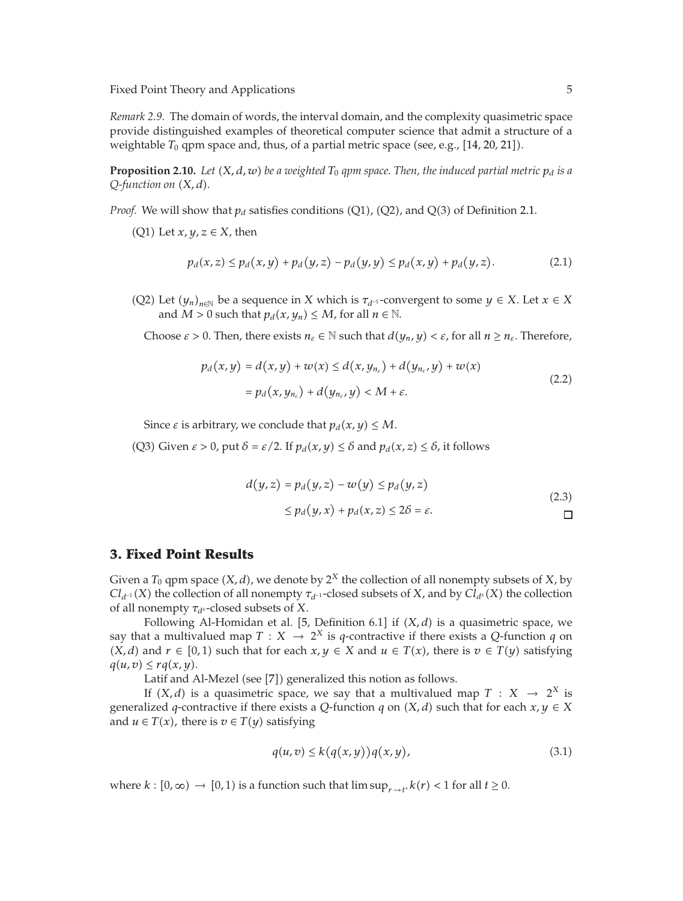*Remark 2.9.* The domain of words, the interval domain, and the complexity quasimetric space provide distinguished examples of theoretical computer science that admit a structure of a weightable $T_0$ qpm space and, thus, of a partial metric space (see, e.g., [14, 20, 21]).

**Proposition 2.10.** *Let $(X, d, w)$ be a weighted $T_0$ qpm space. Then, the induced partial metric $p_d$ is a Q-function on $(X, d)$.*

*Proof.* We will show that $p_d$ satisfies conditions (Q1), (Q2), and Q(3) of Definition 2.1.

(Q1) Let $x, y, z \in X$, then

$$p_d(x,z) \leq p_d(x,y) + p_d(y,z) - p_d(y,y) \leq p_d(x,y) + p_d(y,z). \tag{2.1}$$

(Q2) Let $(y_n)_{n \in \mathbb{N}}$ be a sequence in $X$ which is $\tau_{d^{-1}}$-convergent to some $y \in X$. Let $x \in X$ and $M > 0$ such that $p_d(x, y_n) \leq M$, for all $n \in \mathbb{N}$.

Choose $\varepsilon > 0$. Then, there exists $n_\varepsilon \in \mathbb{N}$ such that $d(y_n, y) < \varepsilon$, for all $n \geq n_\varepsilon$. Therefore,

$$\begin{aligned} p_d(x,y) &= d(x,y) + w(x) \leq d(x, y_{n_\varepsilon}) + d(y_{n_\varepsilon}, y) + w(x) \\ &= p_d(x, y_{n_\varepsilon}) + d(y_{n_\varepsilon}, y) < M + \varepsilon. \end{aligned} \tag{2.2}$$

Since $\varepsilon$ is arbitrary, we conclude that $p_d(x, y) \leq M$.

(Q3) Given $\varepsilon > 0$, put $\delta = \varepsilon/2$. If $p_d(x, y) \leq \delta$ and $p_d(x, z) \leq \delta$, it follows

$$\begin{aligned} d(y,z) &= p_d(y,z) - w(y) \leq p_d(y,z) \\ &\leq p_d(y,x) + p_d(x,z) \leq 2\delta = \varepsilon. \end{aligned} \tag{2.3}$$

□

## 3. Fixed Point Results

Given a $T_0$ qpm space $(X, d)$, we denote by $2^X$ the collection of all nonempty subsets of $X$, by $Cl_{d^{-1}}(X)$ the collection of all nonempty $\tau_{d^{-1}}$-closed subsets of $X$, and by $Cl_{d^s}(X)$ the collection of all nonempty $\tau_{d^s}$-closed subsets of $X$.

Following Al-Homidan et al. [5, Definition 6.1] if $(X, d)$ is a quasimetric space, we say that a multivalued map $T : X \to 2^X$ is $q$-contractive if there exists a $Q$-function $q$ on $(X, d)$ and $r \in [0, 1)$ such that for each $x, y \in X$ and $u \in T(x)$, there is $v \in T(y)$ satisfying $q(u, v) \leq r q(x, y)$.

Latif and Al-Mezel (see [7]) generalized this notion as follows.

If $(X, d)$ is a quasimetric space, we say that a multivalued map $T : X \to 2^X$ is generalized $q$-contractive if there exists a $Q$-function $q$ on $(X, d)$ such that for each $x, y \in X$ and $u \in T(x)$, there is $v \in T(y)$ satisfying

$$q(u,v) \leq k(q(x,y))q(x,y), \tag{3.1}$$

where $k : [0, \infty) \to [0, 1)$ is a function such that $\limsup_{r \to t^+} k(r) < 1$ for all $t \geq 0$.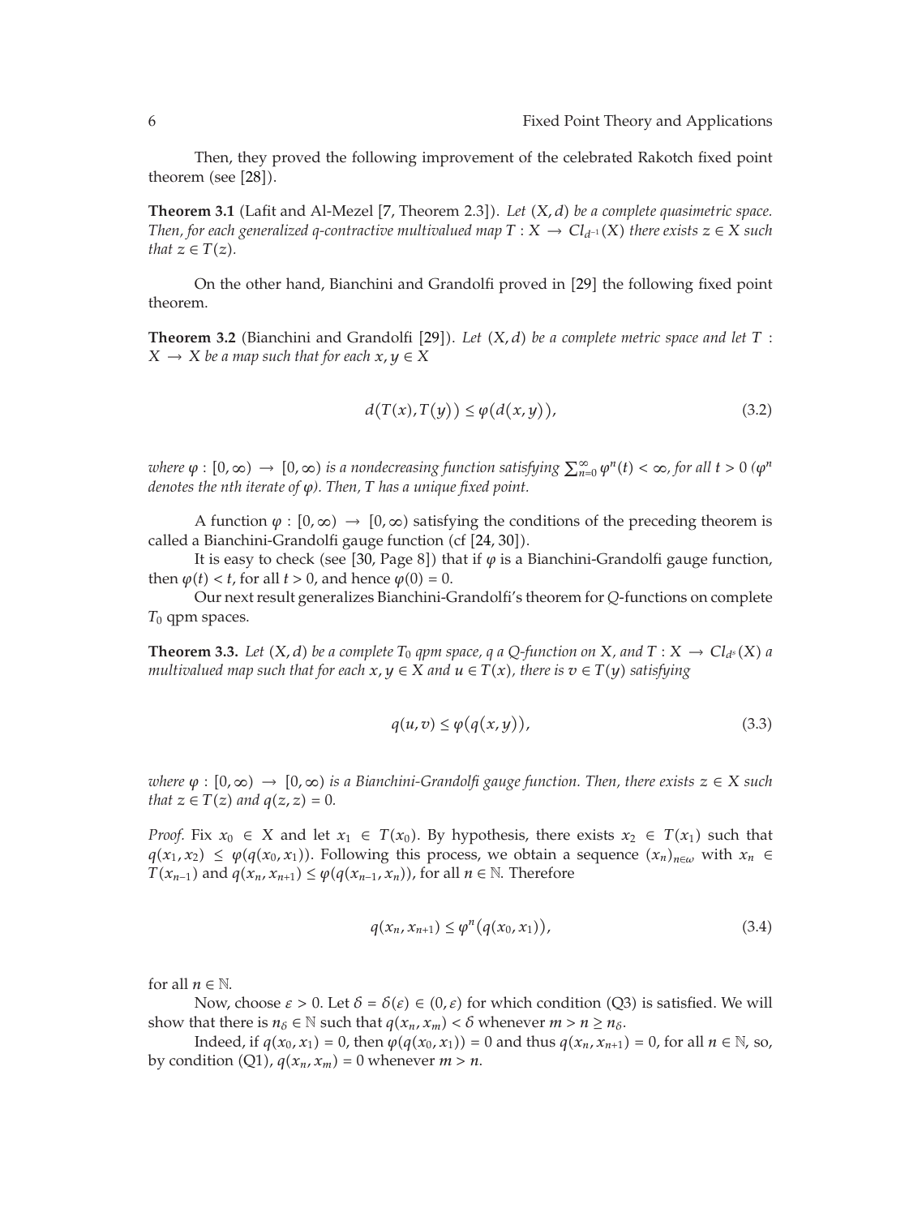Then, they proved the following improvement of the celebrated Rakotch fixed point theorem (see [28]).

**Theorem 3.1** (Lafit and Al-Mezel [7, Theorem 2.3]). *Let $(X, d)$ be a complete quasimetric space. Then, for each generalized q-contractive multivalued map $T : X \to Cl_{d^{-1}}(X)$ there exists $z \in X$ such that $z \in T(z)$.*

On the other hand, Bianchini and Grandolfi proved in [29] the following fixed point theorem.

**Theorem 3.2** (Bianchini and Grandolfi [29]). *Let $(X, d)$ be a complete metric space and let $T : X \to X$ be a map such that for each $x, y \in X$*

$$d(T(x), T(y)) \leq \varphi(d(x, y)), \tag{3.2}$$

*where $\varphi : [0, \infty) \to [0, \infty)$ is a nondecreasing function satisfying $\sum_{n=0}^{\infty} \varphi^n(t) < \infty$, for all $t > 0$ ($\varphi^n$ denotes the nth iterate of $\varphi$). Then, $T$ has a unique fixed point.*

A function $\varphi : [0, \infty) \to [0, \infty)$ satisfying the conditions of the preceding theorem is called a Bianchini-Grandolfi gauge function (cf [24, 30]).

It is easy to check (see [30, Page 8]) that if $\varphi$ is a Bianchini-Grandolfi gauge function, then $\varphi(t) < t$, for all $t > 0$, and hence $\varphi(0) = 0$.

Our next result generalizes Bianchini-Grandolfi's theorem for $Q$-functions on complete $T_0$ qpm spaces.

**Theorem 3.3.** *Let $(X, d)$ be a complete $T_0$ qpm space, $q$ a $Q$-function on $X$, and $T : X \to Cl_{d^s}(X)$ a multivalued map such that for each $x, y \in X$ and $u \in T(x)$, there is $v \in T(y)$ satisfying*

$$q(u, v) \leq \varphi(q(x, y)), \tag{3.3}$$

*where $\varphi : [0, \infty) \to [0, \infty)$ is a Bianchini-Grandolfi gauge function. Then, there exists $z \in X$ such that $z \in T(z)$ and $q(z, z) = 0$.*

*Proof.* Fix $x_0 \in X$ and let $x_1 \in T(x_0)$. By hypothesis, there exists $x_2 \in T(x_1)$ such that $q(x_1, x_2) \leq \varphi(q(x_0, x_1))$. Following this process, we obtain a sequence $(x_n)_{n \in \omega}$ with $x_n \in T(x_{n-1})$ and $q(x_n, x_{n+1}) \leq \varphi(q(x_{n-1}, x_n))$, for all $n \in \mathbb{N}$. Therefore

$$q(x_n, x_{n+1}) \leq \varphi^n(q(x_0, x_1)), \tag{3.4}$$

for all $n \in \mathbb{N}$.

Now, choose $\varepsilon > 0$. Let $\delta = \delta(\varepsilon) \in (0, \varepsilon)$ for which condition (Q3) is satisfied. We will show that there is $n_\delta \in \mathbb{N}$ such that $q(x_n, x_m) < \delta$ whenever $m > n \geq n_\delta$.

Indeed, if $q(x_0, x_1) = 0$, then $\varphi(q(x_0, x_1)) = 0$ and thus $q(x_n, x_{n+1}) = 0$, for all $n \in \mathbb{N}$, so, by condition (Q1), $q(x_n, x_m) = 0$ whenever $m > n$.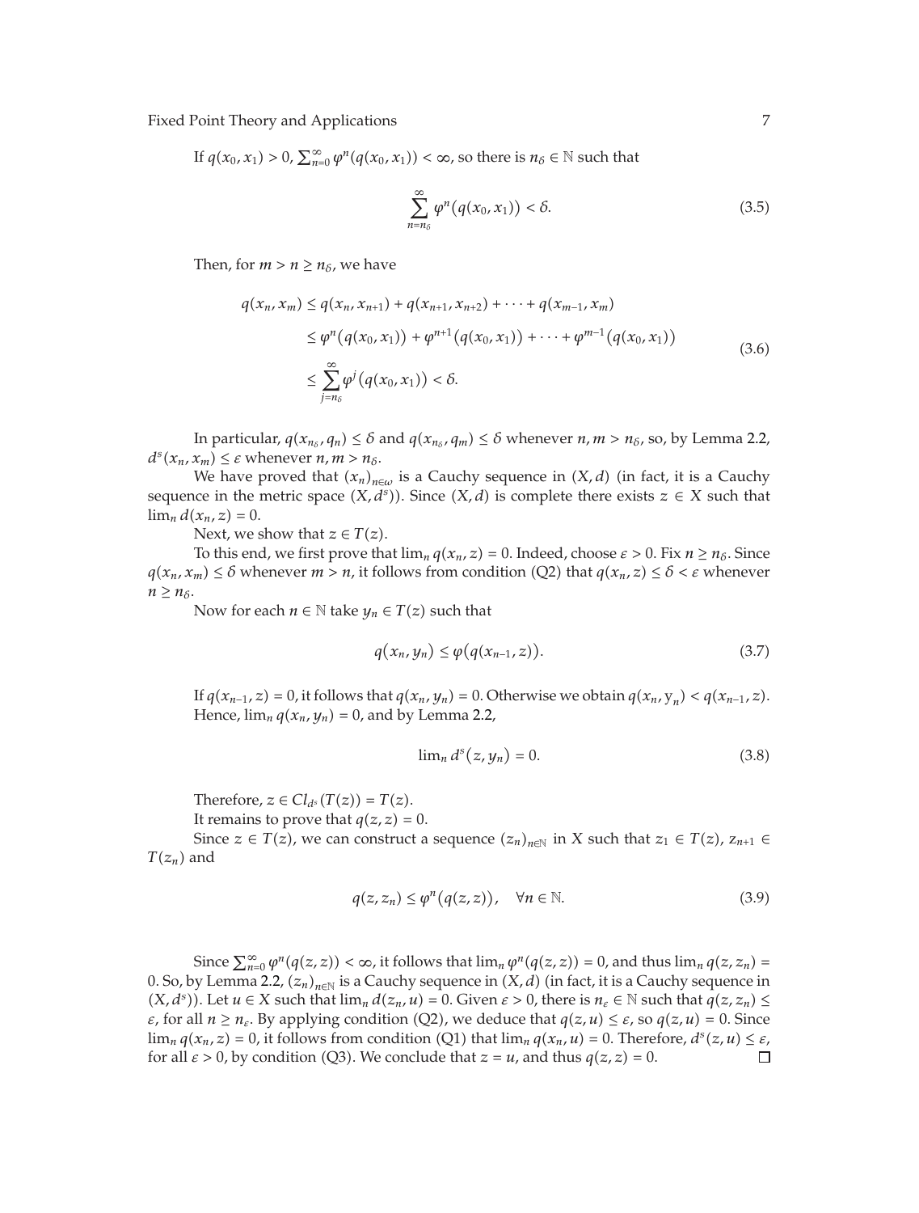If $q(x_0, x_1) > 0$, $\sum_{n=0}^{\infty} \varphi^n(q(x_0, x_1)) < \infty$, so there is $n_\delta \in \mathbb{N}$ such that

$$\sum_{n=n_\delta}^{\infty} \varphi^n(q(x_0, x_1)) < \delta. \tag{3.5}$$

Then, for $m > n \geq n_\delta$, we have

$$\begin{aligned}
q(x_n, x_m) &\leq q(x_n, x_{n+1}) + q(x_{n+1}, x_{n+2}) + \cdots + q(x_{m-1}, x_m) \\
&\leq \varphi^n(q(x_0, x_1)) + \varphi^{n+1}(q(x_0, x_1)) + \cdots + \varphi^{m-1}(q(x_0, x_1)) \\
&\leq \sum_{j=n_\delta}^{\infty} \varphi^j(q(x_0, x_1)) < \delta.
\end{aligned} \tag{3.6}$$

In particular, $q(x_{n_\delta}, q_n) \leq \delta$ and $q(x_{n_\delta}, q_m) \leq \delta$ whenever $n, m > n_\delta$, so, by Lemma 2.2, $d^s(x_n, x_m) \leq \varepsilon$ whenever $n, m > n_\delta$.

We have proved that $(x_n)_{n\in\omega}$ is a Cauchy sequence in $(X, d)$ (in fact, it is a Cauchy sequence in the metric space $(X, d^s)$). Since $(X, d)$ is complete there exists $z \in X$ such that $\lim_n d(x_n, z) = 0$.

Next, we show that $z \in T(z)$.

To this end, we first prove that $\lim_n q(x_n, z) = 0$. Indeed, choose $\varepsilon > 0$. Fix $n \geq n_\delta$. Since $q(x_n, x_m) \leq \delta$ whenever $m > n$, it follows from condition (Q2) that $q(x_n, z) \leq \delta < \varepsilon$ whenever $n \geq n_\delta$.

Now for each $n \in \mathbb{N}$ take $y_n \in T(z)$ such that

$$q(x_n, y_n) \leq \varphi(q(x_{n-1}, z)). \tag{3.7}$$

If $q(x_{n-1}, z) = 0$, it follows that $q(x_n, y_n) = 0$. Otherwise we obtain $q(x_n, y_n) < q(x_{n-1}, z)$. Hence, $\lim_n q(x_n, y_n) = 0$, and by Lemma 2.2,

$$\lim_n d^s(z, y_n) = 0. \tag{3.8}$$

Therefore, $z \in Cl_{d^s}(T(z)) = T(z)$.

It remains to prove that $q(z, z) = 0$.

Since $z \in T(z)$, we can construct a sequence $(z_n)_{n\in\mathbb{N}}$ in X such that $z_1 \in T(z)$, $z_{n+1} \in T(z_n)$ and

$$q(z, z_n) \leq \varphi^n(q(z, z)), \quad \forall n \in \mathbb{N}. \tag{3.9}$$

Since $\sum_{n=0}^{\infty} \varphi^n(q(z, z)) < \infty$, it follows that $\lim_n \varphi^n(q(z, z)) = 0$, and thus $\lim_n q(z, z_n) = 0$. So, by Lemma 2.2, $(z_n)_{n\in\mathbb{N}}$ is a Cauchy sequence in $(X, d)$ (in fact, it is a Cauchy sequence in $(X, d^s)$). Let $u \in X$ such that $\lim_n d(z_n, u) = 0$. Given $\varepsilon > 0$, there is $n_\varepsilon \in \mathbb{N}$ such that $q(z, z_n) \leq \varepsilon$, for all $n \geq n_\varepsilon$. By applying condition (Q2), we deduce that $q(z, u) \leq \varepsilon$, so $q(z, u) = 0$. Since $\lim_n q(x_n, z) = 0$, it follows from condition (Q1) that $\lim_n q(x_n, u) = 0$. Therefore, $d^s(z, u) \leq \varepsilon$, for all $\varepsilon > 0$, by condition (Q3). We conclude that $z = u$, and thus $q(z, z) = 0$. □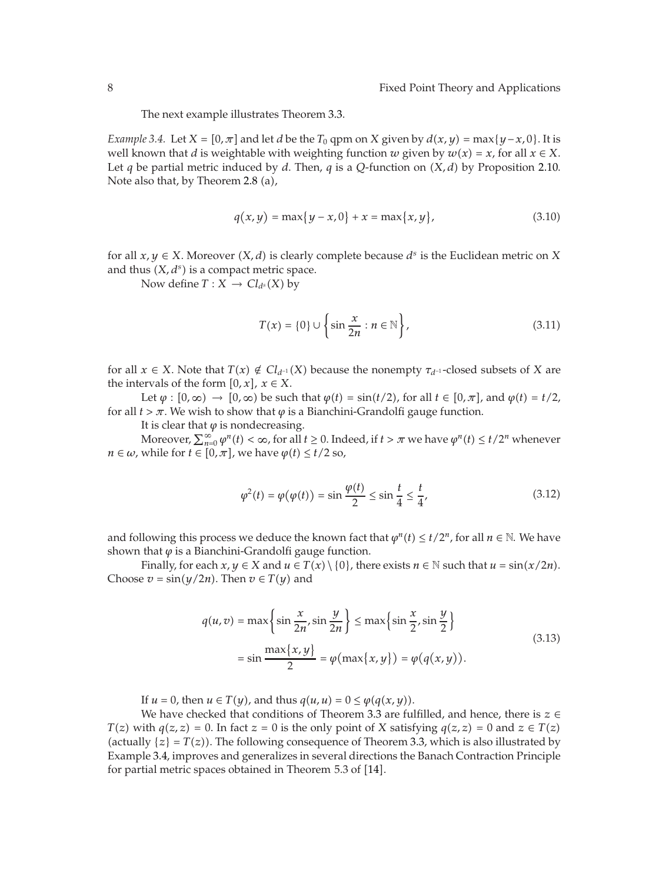The next example illustrates Theorem 3.3.

*Example 3.4.* Let $X = [0, \pi]$ and let $d$ be the $T_0$ qpm on $X$ given by $d(x, y) = \max\{y - x, 0\}$. It is well known that $d$ is weightable with weighting function $w$ given by $w(x) = x$, for all $x \in X$. Let $q$ be partial metric induced by $d$. Then, $q$ is a $Q$-function on $(X, d)$ by Proposition 2.10. Note also that, by Theorem 2.8 (a),

$$q(x, y) = \max\{y - x, 0\} + x = \max\{x, y\}, \tag{3.10}$$

for all $x, y \in X$. Moreover $(X, d)$ is clearly complete because $d^s$ is the Euclidean metric on $X$ and thus $(X, d^s)$ is a compact metric space.

Now define $T : X \to Cl_{d^s}(X)$ by

$$T(x) = \{0\} \cup \left\{ \sin \frac{x}{2n} : n \in \mathbb{N} \right\}, \tag{3.11}$$

for all $x \in X$. Note that $T(x) \notin Cl_{d^{-1}}(X)$ because the nonempty $\tau_{d^{-1}}$-closed subsets of $X$ are the intervals of the form $[0, x]$, $x \in X$.

Let $\varphi : [0, \infty) \to [0, \infty)$ be such that $\varphi(t) = \sin(t/2)$, for all $t \in [0, \pi]$, and $\varphi(t) = t/2$, for all $t > \pi$. We wish to show that $\varphi$ is a Bianchini-Grandolfi gauge function.

It is clear that $\varphi$ is nondecreasing.

Moreover, $\sum_{n=0}^{\infty} \varphi^n(t) < \infty$, for all $t \geq 0$. Indeed, if $t > \pi$ we have $\varphi^n(t) \leq t/2^n$ whenever $n \in \omega$, while for $t \in [0, \pi]$, we have $\varphi(t) \leq t/2$ so,

$$\varphi^2(t) = \varphi(\varphi(t)) = \sin \frac{\varphi(t)}{2} \leq \sin \frac{t}{4} \leq \frac{t}{4}, \tag{3.12}$$

and following this process we deduce the known fact that $\varphi^n(t) \leq t/2^n$, for all $n \in \mathbb{N}$. We have shown that $\varphi$ is a Bianchini-Grandolfi gauge function.

Finally, for each $x, y \in X$ and $u \in T(x) \setminus \{0\}$, there exists $n \in \mathbb{N}$ such that $u = \sin(x/2n)$. Choose $v = \sin(y/2n)$. Then $v \in T(y)$ and

$$\begin{aligned} q(u, v) &= \max\left\{ \sin \frac{x}{2n}, \sin \frac{y}{2n} \right\} \leq \max\left\{ \sin \frac{x}{2}, \sin \frac{y}{2} \right\} \\ &= \sin \frac{\max\{x, y\}}{2} = \varphi(\max\{x, y\}) = \varphi(q(x, y)). \end{aligned} \tag{3.13}$$

If $u = 0$, then $u \in T(y)$, and thus $q(u, u) = 0 \leq \varphi(q(x, y))$.

We have checked that conditions of Theorem 3.3 are fulfilled, and hence, there is $z \in T(z)$ with $q(z, z) = 0$. In fact $z = 0$ is the only point of $X$ satisfying $q(z, z) = 0$ and $z \in T(z)$ (actually $\{z\} = T(z)$). The following consequence of Theorem 3.3, which is also illustrated by Example 3.4, improves and generalizes in several directions the Banach Contraction Principle for partial metric spaces obtained in Theorem 5.3 of [14].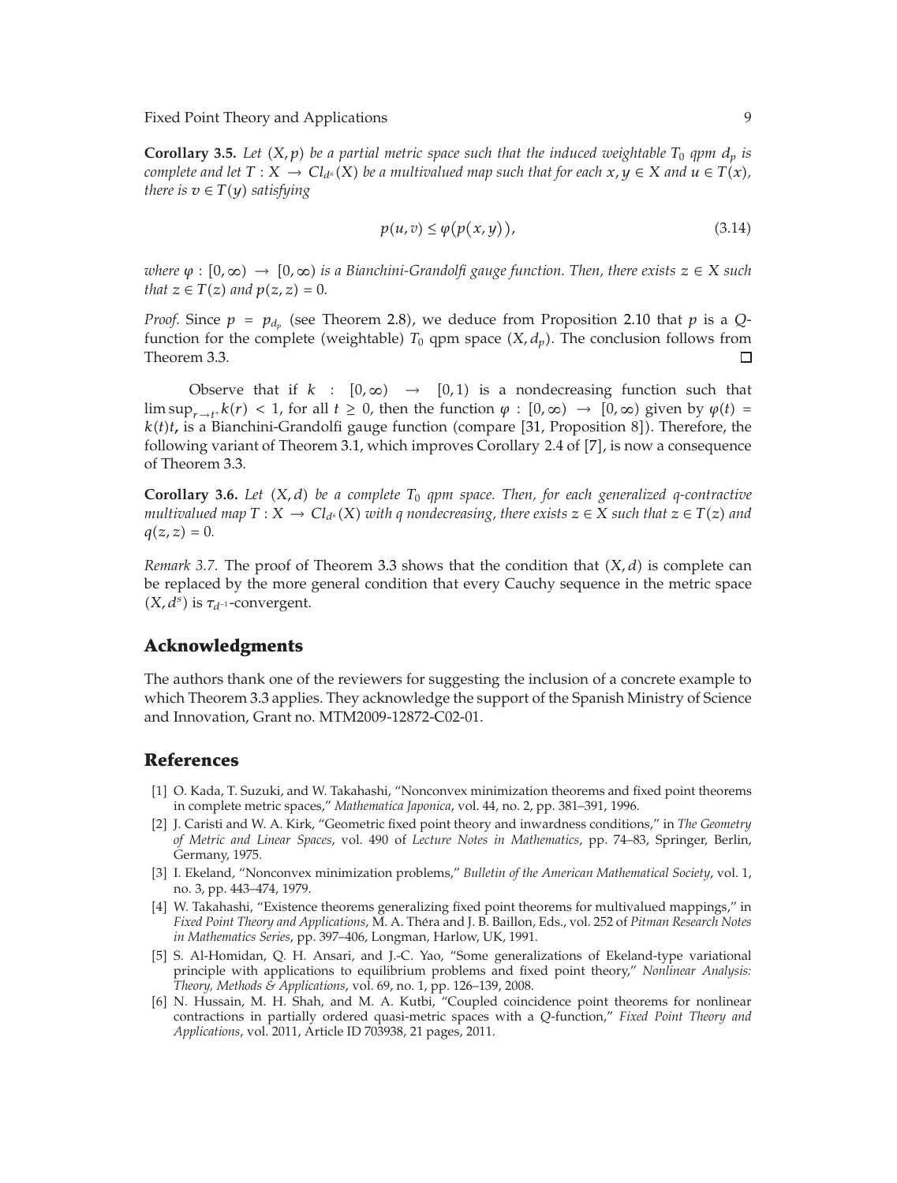**Corollary 3.5.** *Let $(X, p)$ be a partial metric space such that the induced weightable $T_0$ qpm $d_p$ is complete and let $T : X \to Cl_{d^s}(X)$ be a multivalued map such that for each $x, y \in X$ and $u \in T(x)$, there is $v \in T(y)$ satisfying*

$$p(u, v) \le \varphi(p(x, y)), \tag{3.14}$$

*where $\varphi : [0, \infty) \to [0, \infty)$ is a Bianchini-Grandolfi gauge function. Then, there exists $z \in X$ such that $z \in T(z)$ and $p(z, z) = 0$.*

*Proof.* Since $p = p_{d_p}$ (see Theorem 2.8), we deduce from Proposition 2.10 that $p$ is a $Q$-function for the complete (weightable) $T_0$ qpm space $(X, d_p)$. The conclusion follows from Theorem 3.3. □

Observe that if $k : [0, \infty) \to [0, 1)$ is a nondecreasing function such that $\limsup_{r \to t^+} k(r) < 1$, for all $t \ge 0$, then the function $\varphi : [0, \infty) \to [0, \infty)$ given by $\varphi(t) = k(t)t$, is a Bianchini-Grandolfi gauge function (compare [31, Proposition 8]). Therefore, the following variant of Theorem 3.1, which improves Corollary 2.4 of [7], is now a consequence of Theorem 3.3.

**Corollary 3.6.** *Let $(X, d)$ be a complete $T_0$ qpm space. Then, for each generalized q-contractive multivalued map $T : X \to Cl_{d^s}(X)$ with $q$ nondecreasing, there exists $z \in X$ such that $z \in T(z)$ and $q(z, z) = 0$.*

*Remark 3.7.* The proof of Theorem 3.3 shows that the condition that $(X, d)$ is complete can be replaced by the more general condition that every Cauchy sequence in the metric space $(X, d^s)$ is $\tau_{d^{-1}}$-convergent.

## Acknowledgments

The authors thank one of the reviewers for suggesting the inclusion of a concrete example to which Theorem 3.3 applies. They acknowledge the support of the Spanish Ministry of Science and Innovation, Grant no. MTM2009-12872-C02-01.

## References

[1] O. Kada, T. Suzuki, and W. Takahashi, "Nonconvex minimization theorems and fixed point theorems in complete metric spaces," *Mathematica Japonica*, vol. 44, no. 2, pp. 381–391, 1996.

[2] J. Caristi and W. A. Kirk, "Geometric fixed point theory and inwardness conditions," in *The Geometry of Metric and Linear Spaces*, vol. 490 of *Lecture Notes in Mathematics*, pp. 74–83, Springer, Berlin, Germany, 1975.

[3] I. Ekeland, "Nonconvex minimization problems," *Bulletin of the American Mathematical Society*, vol. 1, no. 3, pp. 443–474, 1979.

[4] W. Takahashi, "Existence theorems generalizing fixed point theorems for multivalued mappings," in *Fixed Point Theory and Applications*, M. A. Théra and J. B. Baillon, Eds., vol. 252 of *Pitman Research Notes in Mathematics Series*, pp. 397–406, Longman, Harlow, UK, 1991.

[5] S. Al-Homidan, Q. H. Ansari, and J.-C. Yao, "Some generalizations of Ekeland-type variational principle with applications to equilibrium problems and fixed point theory," *Nonlinear Analysis: Theory, Methods & Applications*, vol. 69, no. 1, pp. 126–139, 2008.

[6] N. Hussain, M. H. Shah, and M. A. Kutbi, "Coupled coincidence point theorems for nonlinear contractions in partially ordered quasi-metric spaces with a $Q$-function," *Fixed Point Theory and Applications*, vol. 2011, Article ID 703938, 21 pages, 2011.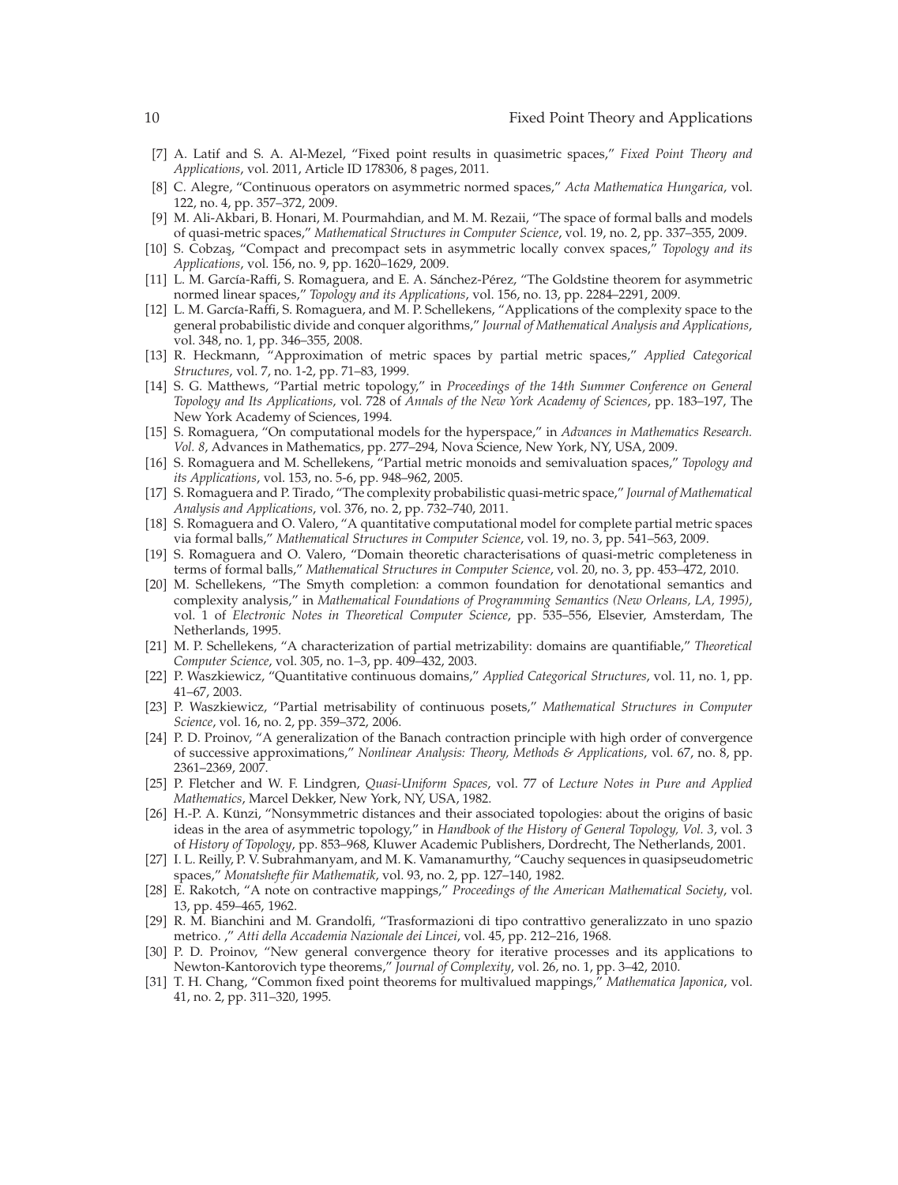[7] A. Latif and S. A. Al-Mezel, "Fixed point results in quasimetric spaces," *Fixed Point Theory and Applications*, vol. 2011, Article ID 178306, 8 pages, 2011.

[8] C. Alegre, "Continuous operators on asymmetric normed spaces," *Acta Mathematica Hungarica*, vol. 122, no. 4, pp. 357–372, 2009.

[9] M. Ali-Akbari, B. Honari, M. Pourmahdian, and M. M. Rezaii, "The space of formal balls and models of quasi-metric spaces," *Mathematical Structures in Computer Science*, vol. 19, no. 2, pp. 337–355, 2009.

[10] S. Cobzaş, "Compact and precompact sets in asymmetric locally convex spaces," *Topology and its Applications*, vol. 156, no. 9, pp. 1620–1629, 2009.

[11] L. M. García-Raffi, S. Romaguera, and E. A. Sánchez-Pérez, "The Goldstine theorem for asymmetric normed linear spaces," *Topology and its Applications*, vol. 156, no. 13, pp. 2284–2291, 2009.

[12] L. M. García-Raffi, S. Romaguera, and M. P. Schellekens, "Applications of the complexity space to the general probabilistic divide and conquer algorithms," *Journal of Mathematical Analysis and Applications*, vol. 348, no. 1, pp. 346–355, 2008.

[13] R. Heckmann, "Approximation of metric spaces by partial metric spaces," *Applied Categorical Structures*, vol. 7, no. 1-2, pp. 71–83, 1999.

[14] S. G. Matthews, "Partial metric topology," in *Proceedings of the 14th Summer Conference on General Topology and Its Applications*, vol. 728 of *Annals of the New York Academy of Sciences*, pp. 183–197, The New York Academy of Sciences, 1994.

[15] S. Romaguera, "On computational models for the hyperspace," in *Advances in Mathematics Research. Vol. 8*, Advances in Mathematics, pp. 277–294, Nova Science, New York, NY, USA, 2009.

[16] S. Romaguera and M. Schellekens, "Partial metric monoids and semivaluation spaces," *Topology and its Applications*, vol. 153, no. 5-6, pp. 948–962, 2005.

[17] S. Romaguera and P. Tirado, "The complexity probabilistic quasi-metric space," *Journal of Mathematical Analysis and Applications*, vol. 376, no. 2, pp. 732–740, 2011.

[18] S. Romaguera and O. Valero, "A quantitative computational model for complete partial metric spaces via formal balls," *Mathematical Structures in Computer Science*, vol. 19, no. 3, pp. 541–563, 2009.

[19] S. Romaguera and O. Valero, "Domain theoretic characterisations of quasi-metric completeness in terms of formal balls," *Mathematical Structures in Computer Science*, vol. 20, no. 3, pp. 453–472, 2010.

[20] M. Schellekens, "The Smyth completion: a common foundation for denotational semantics and complexity analysis," in *Mathematical Foundations of Programming Semantics (New Orleans, LA, 1995)*, vol. 1 of *Electronic Notes in Theoretical Computer Science*, pp. 535–556, Elsevier, Amsterdam, The Netherlands, 1995.

[21] M. P. Schellekens, "A characterization of partial metrizability: domains are quantifiable," *Theoretical Computer Science*, vol. 305, no. 1–3, pp. 409–432, 2003.

[22] P. Waszkiewicz, "Quantitative continuous domains," *Applied Categorical Structures*, vol. 11, no. 1, pp. 41–67, 2003.

[23] P. Waszkiewicz, "Partial metrisability of continuous posets," *Mathematical Structures in Computer Science*, vol. 16, no. 2, pp. 359–372, 2006.

[24] P. D. Proinov, "A generalization of the Banach contraction principle with high order of convergence of successive approximations," *Nonlinear Analysis: Theory, Methods & Applications*, vol. 67, no. 8, pp. 2361–2369, 2007.

[25] P. Fletcher and W. F. Lindgren, *Quasi-Uniform Spaces*, vol. 77 of *Lecture Notes in Pure and Applied Mathematics*, Marcel Dekker, New York, NY, USA, 1982.

[26] H.-P. A. Künzi, "Nonsymmetric distances and their associated topologies: about the origins of basic ideas in the area of asymmetric topology," in *Handbook of the History of General Topology, Vol. 3*, vol. 3 of *History of Topology*, pp. 853–968, Kluwer Academic Publishers, Dordrecht, The Netherlands, 2001.

[27] I. L. Reilly, P. V. Subrahmanyam, and M. K. Vamanamurthy, "Cauchy sequences in quasipseudometric spaces," *Monatshefte für Mathematik*, vol. 93, no. 2, pp. 127–140, 1982.

[28] E. Rakotch, "A note on contractive mappings," *Proceedings of the American Mathematical Society*, vol. 13, pp. 459–465, 1962.

[29] R. M. Bianchini and M. Grandolfi, "Trasformazioni di tipo contrattivo generalizzato in uno spazio metrico. ," *Atti della Accademia Nazionale dei Lincei*, vol. 45, pp. 212–216, 1968.

[30] P. D. Proinov, "New general convergence theory for iterative processes and its applications to Newton-Kantorovich type theorems," *Journal of Complexity*, vol. 26, no. 1, pp. 3–42, 2010.

[31] T. H. Chang, "Common fixed point theorems for multivalued mappings," *Mathematica Japonica*, vol. 41, no. 2, pp. 311–320, 1995.